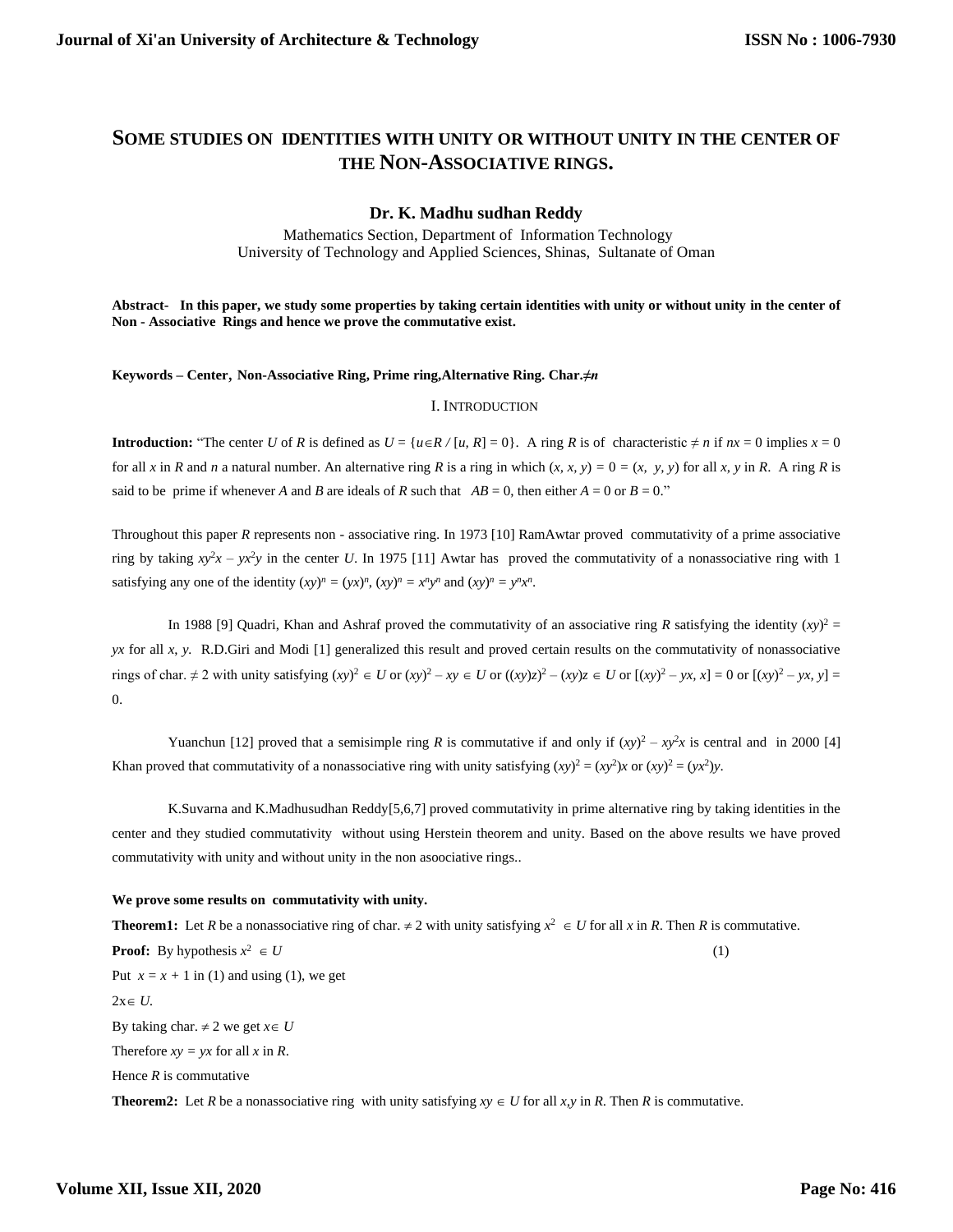# SOME STUDIES ON IDENTITIES WITH UNITY OR WITHOUT UNITY IN THE CENTER OF THE NON-ASSOCIATIVE RINGS.

**Dr. K. Madhu sudhan Reddy**

Mathematics Section, Department of Information Technology
University of Technology and Applied Sciences, Shinas, Sultanate of Oman

**Abstract- In this paper, we study some properties by taking certain identities with unity or without unity in the center of Non - Associative Rings and hence we prove the commutative exist.**

**Keywords – Center, Non-Associative Ring, Prime ring,Alternative Ring. Char.≠*n***

## I. INTRODUCTION

**Introduction:** "The center $U$ of $R$ is defined as $U = \{u \in R / [u, R] = 0\}$. A ring $R$ is of characteristic $\neq n$ if $nx = 0$ implies $x = 0$ for all $x$ in $R$ and $n$ a natural number. An alternative ring $R$ is a ring in which $(x, x, y) = 0 = (x, y, y)$ for all $x, y$ in $R$. A ring $R$ is said to be prime if whenever $A$ and $B$ are ideals of $R$ such that $AB = 0$, then either $A = 0$ or $B = 0$."

Throughout this paper $R$ represents non - associative ring. In 1973 [10] RamAwtar proved commutativity of a prime associative ring by taking $xy^2x - yx^2y$ in the center $U$. In 1975 [11] Awtar has proved the commutativity of a nonassociative ring with 1 satisfying any one of the identity $(xy)^n = (yx)^n$, $(xy)^n = x^ny^n$ and $(xy)^n = y^nx^n$.

In 1988 [9] Quadri, Khan and Ashraf proved the commutativity of an associative ring $R$ satisfying the identity $(xy)^2 = yx$ for all $x, y$. R.D.Giri and Modi [1] generalized this result and proved certain results on the commutativity of nonassociative rings of char. $\neq 2$ with unity satisfying $(xy)^2 \in U$ or $(xy)^2 - xy \in U$ or $((xy)z)^2 - (xy)z \in U$ or $[(xy)^2 - yx, x] = 0$ or $[(xy)^2 - yx, y] = 0$.

Yuanchun [12] proved that a semisimple ring $R$ is commutative if and only if $(xy)^2 - xy^2x$ is central and in 2000 [4] Khan proved that commutativity of a nonassociative ring with unity satisfying $(xy)^2 = (xy^2)x$ or $(xy)^2 = (yx^2)y$.

K.Suvarna and K.Madhusudhan Reddy[5,6,7] proved commutativity in prime alternative ring by taking identities in the center and they studied commutativity without using Herstein theorem and unity. Based on the above results we have proved commutativity with unity and without unity in the non asoociative rings..

**We prove some results on commutativity with unity.**

**Theorem1:** Let $R$ be a nonassociative ring of char. $\neq 2$ with unity satisfying $x^2 \in U$ for all $x$ in $R$. Then $R$ is commutative.

**Proof:** By hypothesis $x^2 \in U$ (1)

Put $x = x + 1$ in (1) and using (1), we get

$2x \in U$.

By taking char. $\neq 2$ we get $x \in U$

Therefore $xy = yx$ for all $x$ in $R$.

Hence $R$ is commutative

**Theorem2:** Let $R$ be a nonassociative ring with unity satisfying $xy \in U$ for all $x,y$ in $R$. Then $R$ is commutative.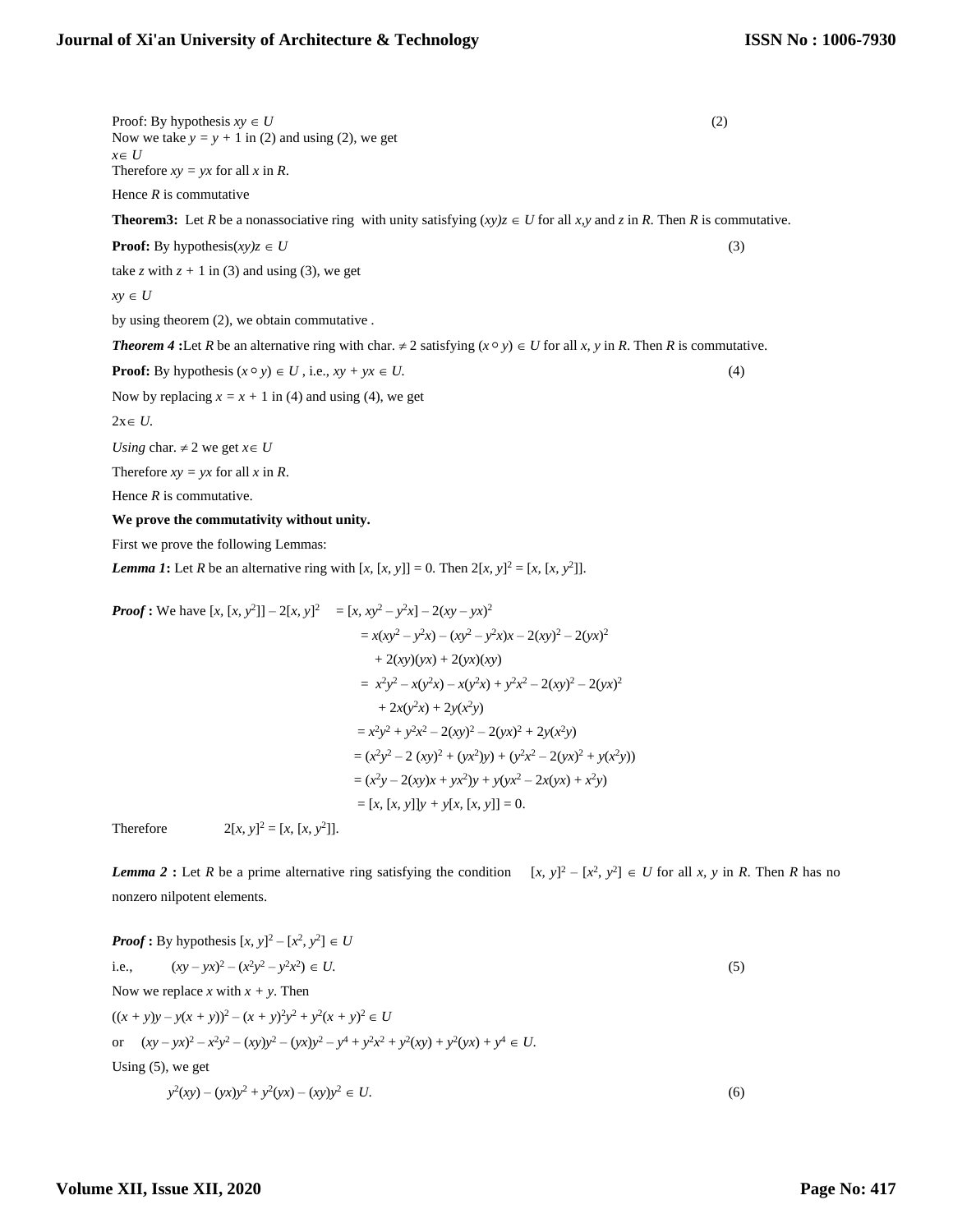Proof: By hypothesis $xy \in U$ (2)

Now we take $y = y + 1$ in (2) and using (2), we get

$x \in U$

Therefore $xy = yx$ for all $x$ in $R$.

Hence $R$ is commutative

**Theorem3:** Let $R$ be a nonassociative ring with unity satisfying $(xy)z \in U$ for all $x,y$ and $z$ in $R$. Then $R$ is commutative.

**Proof:** By hypothesis $(xy)z \in U$ (3)

take $z$ with $z + 1$ in (3) and using (3), we get

$xy \in U$

by using theorem (2), we obtain commutative .

***Theorem 4*** **:** Let $R$ be an alternative ring with char. $\neq 2$ satisfying $(x \circ y) \in U$ for all $x, y$ in $R$. Then $R$ is commutative.

**Proof:** By hypothesis $(x \circ y) \in U$ , i.e., $xy + yx \in U$. (4)

Now by replacing $x = x + 1$ in (4) and using (4), we get

$2x \in U$.

*Using* char. $\neq 2$ we get $x \in U$

Therefore $xy = yx$ for all $x$ in $R$.

Hence $R$ is commutative.

**We prove the commutativity without unity.**

First we prove the following Lemmas:

***Lemma 1*****:** Let $R$ be an alternative ring with $[x, [x, y]] = 0$. Then $2[x, y]^2 = [x, [x, y^2]]$.

***Proof*** **:** We have

$$\begin{aligned}
[x, [x, y^2]] - 2[x, y]^2 &= [x, xy^2 - y^2x] - 2(xy - yx)^2 \\
&= x(xy^2 - y^2x) - (xy^2 - y^2x)x - 2(xy)^2 - 2(yx)^2 \\
&\quad + 2(xy)(yx) + 2(yx)(xy) \\
&= x^2y^2 - x(y^2x) - x(y^2x) + y^2x^2 - 2(xy)^2 - 2(yx)^2 \\
&\quad + 2x(y^2x) + 2y(x^2y) \\
&= x^2y^2 + y^2x^2 - 2(xy)^2 - 2(yx)^2 + 2y(x^2y) \\
&= (x^2y^2 - 2(xy)^2 + (yx^2)y) + (y^2x^2 - 2(yx)^2 + y(x^2y)) \\
&= (x^2y - 2(xy)x + yx^2)y + y(yx^2 - 2x(yx) + x^2y) \\
&= [x, [x, y]]y + y[x, [x, y]] = 0.
\end{aligned}$$

Therefore $2[x, y]^2 = [x, [x, y^2]]$.

***Lemma 2*** **:** Let $R$ be a prime alternative ring satisfying the condition $[x, y]^2 - [x^2, y^2] \in U$ for all $x, y$ in $R$. Then $R$ has no nonzero nilpotent elements.

***Proof*** **:** By hypothesis $[x, y]^2 - [x^2, y^2] \in U$

i.e., $(xy - yx)^2 - (x^2y^2 - y^2x^2) \in U.$ (5)

Now we replace $x$ with $x + y$. Then

$((x + y)y - y(x + y))^2 - (x + y)^2y^2 + y^2(x + y)^2 \in U$

or $(xy - yx)^2 - x^2y^2 - (xy)y^2 - (yx)y^2 - y^4 + y^2x^2 + y^2(xy) + y^2(yx) + y^4 \in U$.

Using (5), we get

$$y^2(xy) - (yx)y^2 + y^2(yx) - (xy)y^2 \in U. \quad (6)$$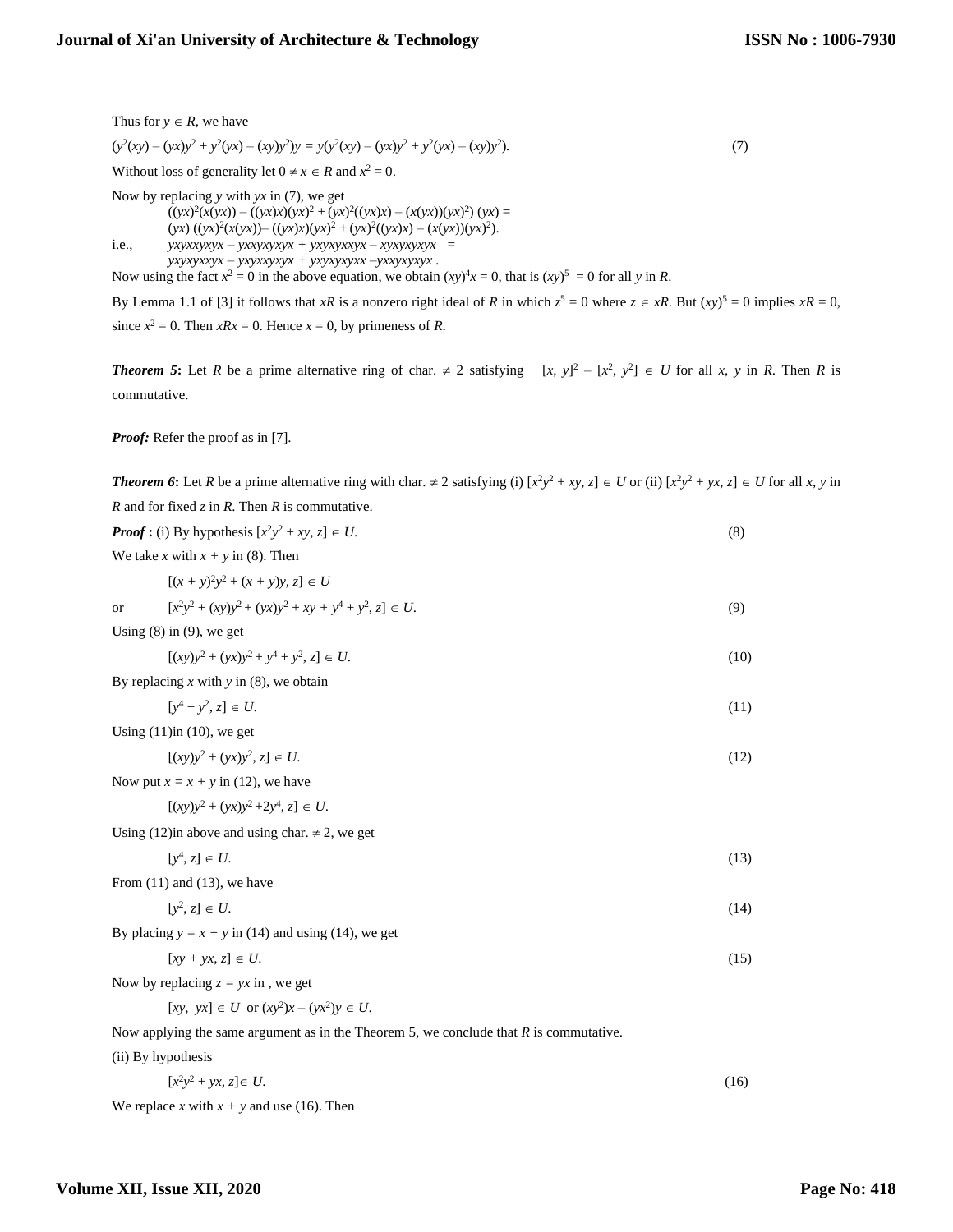Thus for $y \in R$, we have

$$(y^2(xy) - (yx)y^2 + y^2(yx) - (xy)y^2)y = y(y^2(xy) - (yx)y^2 + y^2(yx) - (xy)y^2). \quad (7)$$

Without loss of generality let $0 \neq x \in R$ and $x^2 = 0$.

Now by replacing $y$ with $yx$ in (7), we get

$$((yx)^2(x(yx)) - ((yx)x)(yx)^2 + (yx)^2((yx)x) - (x(yx))(yx)^2)(yx) =$$
$$(yx)((yx)^2(x(yx)) - ((yx)x)(yx)^2 + (yx)^2((yx)x) - (x(yx))(yx)^2).$$

i.e., $\quad yxyxxyxyx - yxxyxyxyx + yxyxyxxyx - xyxyxyxyx =$
$$yxyxyxxyx - yxyxxyxyx + yxyxyxyxx - yxxyxyxyx.$$

Now using the fact $x^2 = 0$ in the above equation, we obtain $(xy)^4x = 0$, that is $(xy)^5 = 0$ for all $y$ in $R$.

By Lemma 1.1 of [3] it follows that $xR$ is a nonzero right ideal of $R$ in which $z^5 = 0$ where $z \in xR$. But $(xy)^5 = 0$ implies $xR = 0$, since $x^2 = 0$. Then $xRx = 0$. Hence $x = 0$, by primeness of $R$.

***Theorem 5*:** Let $R$ be a prime alternative ring of char. $\neq 2$ satisfying $[x, y]^2 - [x^2, y^2] \in U$ for all $x, y$ in $R$. Then $R$ is commutative.

***Proof:*** Refer the proof as in [7].

***Theorem 6*:** Let $R$ be a prime alternative ring with char. $\neq 2$ satisfying (i) $[x^2y^2 + xy, z] \in U$ or (ii) $[x^2y^2 + yx, z] \in U$ for all $x, y$ in $R$ and for fixed $z$ in $R$. Then $R$ is commutative.

***Proof*** **:** (i) By hypothesis $[x^2y^2 + xy, z] \in U$. (8)

We take $x$ with $x + y$ in (8). Then

$$[(x + y)^2y^2 + (x + y)y, z] \in U$$

or $\quad [x^2y^2 + (xy)y^2 + (yx)y^2 + xy + y^4 + y^2, z] \in U. \quad (9)$

Using (8) in (9), we get

$$[(xy)y^2 + (yx)y^2 + y^4 + y^2, z] \in U. \quad (10)$$

By replacing $x$ with $y$ in (8), we obtain

$$[y^4 + y^2, z] \in U. \quad (11)$$

Using (11)in (10), we get

$$[(xy)y^2 + (yx)y^2, z] \in U. \quad (12)$$

Now put $x = x + y$ in (12), we have

$$[(xy)y^2 + (yx)y^2 + 2y^4, z] \in U.$$

Using (12)in above and using char. $\neq 2$, we get

$$[y^4, z] \in U. \quad (13)$$

From (11) and (13), we have

$$[y^2, z] \in U. \quad (14)$$

By placing $y = x + y$ in (14) and using (14), we get

$$[xy + yx, z] \in U. \quad (15)$$

Now by replacing $z = yx$ in , we get

$$[xy, yx] \in U \text{ or } (xy^2)x - (yx^2)y \in U.$$

Now applying the same argument as in the Theorem 5, we conclude that $R$ is commutative.

(ii) By hypothesis

$$[x^2y^2 + yx, z] \in U. \quad (16)$$

We replace $x$ with $x + y$ and use (16). Then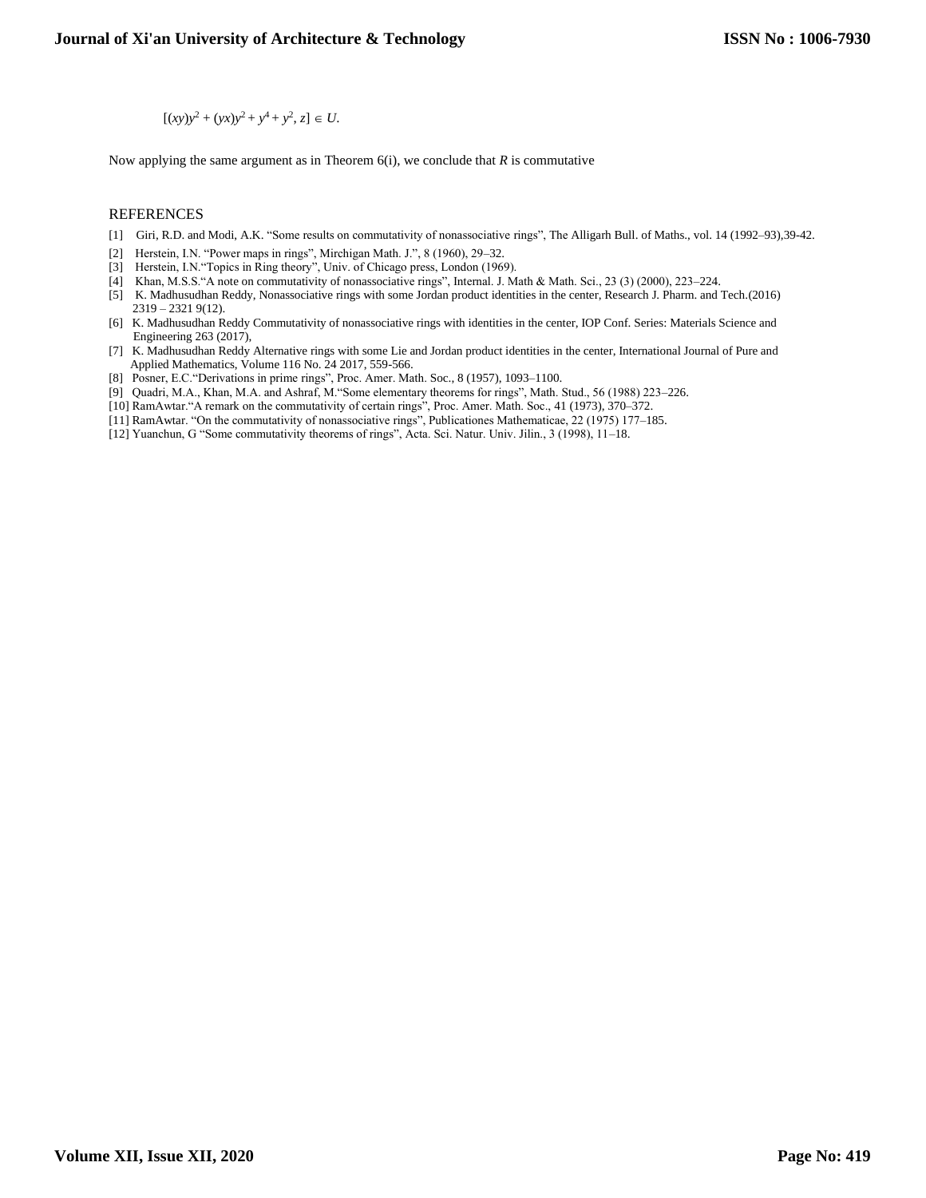$$[(xy)y^2 + (yx)y^2 + y^4 + y^2, z] \in U.$$

Now applying the same argument as in Theorem 6(i), we conclude that $R$ is commutative

REFERENCES

[1] Giri, R.D. and Modi, A.K. "Some results on commutativity of nonassociative rings", The Alligarh Bull. of Maths., vol. 14 (1992–93),39-42.

[2] Herstein, I.N. "Power maps in rings", Mirchigan Math. J.", 8 (1960), 29–32.

[3] Herstein, I.N."Topics in Ring theory", Univ. of Chicago press, London (1969).

[4] Khan, M.S.S."A note on commutativity of nonassociative rings", Internal. J. Math & Math. Sci., 23 (3) (2000), 223–224.

[5] K. Madhusudhan Reddy, Nonassociative rings with some Jordan product identities in the center, Research J. Pharm. and Tech.(2016) 2319 – 2321 9(12).

[6] K. Madhusudhan Reddy Commutativity of nonassociative rings with identities in the center, IOP Conf. Series: Materials Science and Engineering 263 (2017),

[7] K. Madhusudhan Reddy Alternative rings with some Lie and Jordan product identities in the center, International Journal of Pure and Applied Mathematics, Volume 116 No. 24 2017, 559-566.

[8] Posner, E.C."Derivations in prime rings", Proc. Amer. Math. Soc., 8 (1957), 1093–1100.

[9] Quadri, M.A., Khan, M.A. and Ashraf, M."Some elementary theorems for rings", Math. Stud., 56 (1988) 223–226.

[10] RamAwtar."A remark on the commutativity of certain rings", Proc. Amer. Math. Soc., 41 (1973), 370–372.

[11] RamAwtar. "On the commutativity of nonassociative rings", Publicationes Mathematicae, 22 (1975) 177–185.

[12] Yuanchun, G "Some commutativity theorems of rings", Acta. Sci. Natur. Univ. Jilin., 3 (1998), 11–18.